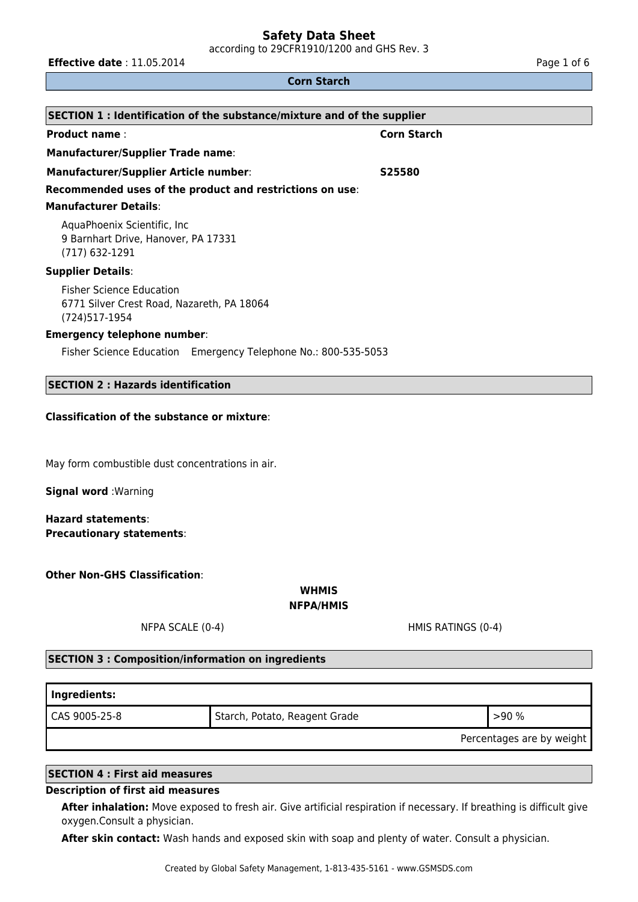# Safety Data Sheet

according to 29CFR1910/1200 and GHS Rev. 3

**Effective date** : 11.05.2014

**Corn Starch**

## SECTION 1 : Identification of the substance/mixture and of the supplier

**Product name** : **Corn Starch**

**Manufacturer/Supplier Trade name**:

**Manufacturer/Supplier Article number**: **S25580**

**Recommended uses of the product and restrictions on use**:

**Manufacturer Details**:

AquaPhoenix Scientific, Inc
9 Barnhart Drive, Hanover, PA 17331
(717) 632-1291

**Supplier Details**:

Fisher Science Education
6771 Silver Crest Road, Nazareth, PA 18064
(724)517-1954

**Emergency telephone number**:

Fisher Science Education Emergency Telephone No.: 800-535-5053

## SECTION 2 : Hazards identification

**Classification of the substance or mixture**:

May form combustible dust concentrations in air.

**Signal word** :Warning

**Hazard statements**:

**Precautionary statements**:

**Other Non-GHS Classification**:

**WHMIS**

**NFPA/HMIS**

NFPA SCALE (0-4) HMIS RATINGS (0-4)

## SECTION 3 : Composition/information on ingredients

| Ingredients: | | |
|---|---|---|
| CAS 9005-25-8 | Starch, Potato, Reagent Grade | >90 % |
| | | Percentages are by weight |

## SECTION 4 : First aid measures

**Description of first aid measures**

**After inhalation:** Move exposed to fresh air. Give artificial respiration if necessary. If breathing is difficult give oxygen.Consult a physician.

**After skin contact:** Wash hands and exposed skin with soap and plenty of water. Consult a physician.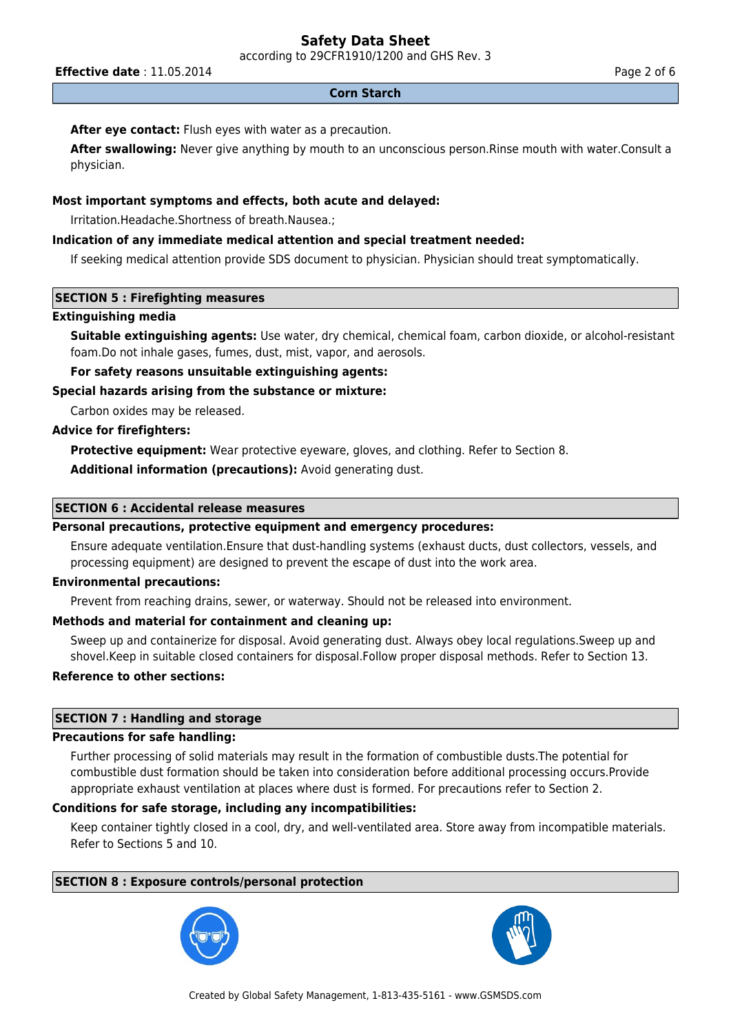**After eye contact:** Flush eyes with water as a precaution.

**After swallowing:** Never give anything by mouth to an unconscious person.Rinse mouth with water.Consult a physician.

**Most important symptoms and effects, both acute and delayed:**

Irritation.Headache.Shortness of breath.Nausea.;

**Indication of any immediate medical attention and special treatment needed:**

If seeking medical attention provide SDS document to physician. Physician should treat symptomatically.

## SECTION 5 : Firefighting measures

**Extinguishing media**

**Suitable extinguishing agents:** Use water, dry chemical, chemical foam, carbon dioxide, or alcohol-resistant foam.Do not inhale gases, fumes, dust, mist, vapor, and aerosols.

**For safety reasons unsuitable extinguishing agents:**

**Special hazards arising from the substance or mixture:**

Carbon oxides may be released.

**Advice for firefighters:**

**Protective equipment:** Wear protective eyeware, gloves, and clothing. Refer to Section 8.

**Additional information (precautions):** Avoid generating dust.

## SECTION 6 : Accidental release measures

**Personal precautions, protective equipment and emergency procedures:**

Ensure adequate ventilation.Ensure that dust-handling systems (exhaust ducts, dust collectors, vessels, and processing equipment) are designed to prevent the escape of dust into the work area.

**Environmental precautions:**

Prevent from reaching drains, sewer, or waterway. Should not be released into environment.

**Methods and material for containment and cleaning up:**

Sweep up and containerize for disposal. Avoid generating dust. Always obey local regulations.Sweep up and shovel.Keep in suitable closed containers for disposal.Follow proper disposal methods. Refer to Section 13.

**Reference to other sections:**

## SECTION 7 : Handling and storage

**Precautions for safe handling:**

Further processing of solid materials may result in the formation of combustible dusts.The potential for combustible dust formation should be taken into consideration before additional processing occurs.Provide appropriate exhaust ventilation at places where dust is formed. For precautions refer to Section 2.

**Conditions for safe storage, including any incompatibilities:**

Keep container tightly closed in a cool, dry, and well-ventilated area. Store away from incompatible materials. Refer to Sections 5 and 10.

## SECTION 8 : Exposure controls/personal protection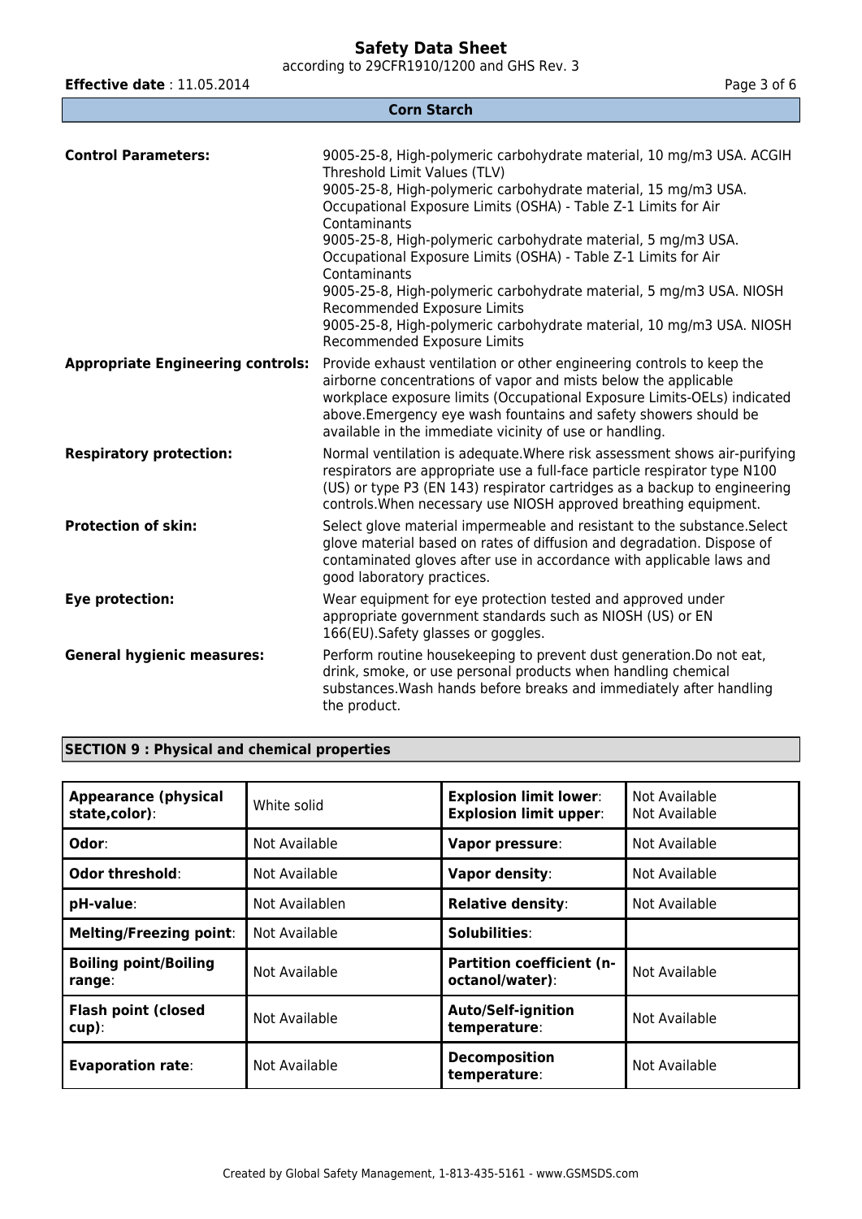**Corn Starch**

| | |
|---|---|
| **Control Parameters:** | 9005-25-8, High-polymeric carbohydrate material, 10 mg/m3 USA. ACGIH Threshold Limit Values (TLV)<br>9005-25-8, High-polymeric carbohydrate material, 15 mg/m3 USA. Occupational Exposure Limits (OSHA) - Table Z-1 Limits for Air Contaminants<br>9005-25-8, High-polymeric carbohydrate material, 5 mg/m3 USA. Occupational Exposure Limits (OSHA) - Table Z-1 Limits for Air Contaminants<br>9005-25-8, High-polymeric carbohydrate material, 5 mg/m3 USA. NIOSH Recommended Exposure Limits<br>9005-25-8, High-polymeric carbohydrate material, 10 mg/m3 USA. NIOSH Recommended Exposure Limits |
| **Appropriate Engineering controls:** | Provide exhaust ventilation or other engineering controls to keep the airborne concentrations of vapor and mists below the applicable workplace exposure limits (Occupational Exposure Limits-OELs) indicated above.Emergency eye wash fountains and safety showers should be available in the immediate vicinity of use or handling. |
| **Respiratory protection:** | Normal ventilation is adequate.Where risk assessment shows air-purifying respirators are appropriate use a full-face particle respirator type N100 (US) or type P3 (EN 143) respirator cartridges as a backup to engineering controls.When necessary use NIOSH approved breathing equipment. |
| **Protection of skin:** | Select glove material impermeable and resistant to the substance.Select glove material based on rates of diffusion and degradation. Dispose of contaminated gloves after use in accordance with applicable laws and good laboratory practices. |
| **Eye protection:** | Wear equipment for eye protection tested and approved under appropriate government standards such as NIOSH (US) or EN 166(EU).Safety glasses or goggles. |
| **General hygienic measures:** | Perform routine housekeeping to prevent dust generation.Do not eat, drink, smoke, or use personal products when handling chemical substances.Wash hands before breaks and immediately after handling the product. |

## SECTION 9 : Physical and chemical properties

| | | | |
|---|---|---|---|
| **Appearance (physical state,color)**: | White solid | **Explosion limit lower**:<br>**Explosion limit upper**: | Not Available<br>Not Available |
| **Odor**: | Not Available | **Vapor pressure**: | Not Available |
| **Odor threshold**: | Not Available | **Vapor density**: | Not Available |
| **pH-value**: | Not Availablen | **Relative density**: | Not Available |
| **Melting/Freezing point**: | Not Available | **Solubilities**: | |
| **Boiling point/Boiling range**: | Not Available | **Partition coefficient (n-octanol/water)**: | Not Available |
| **Flash point (closed cup)**: | Not Available | **Auto/Self-ignition temperature**: | Not Available |
| **Evaporation rate**: | Not Available | **Decomposition temperature**: | Not Available |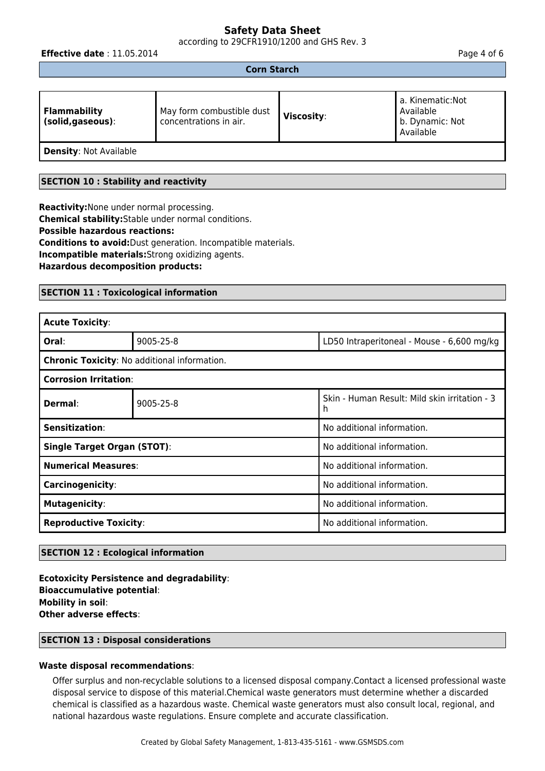| **Flammability (solid,gaseous)**: | May form combustible dust concentrations in air. | **Viscosity**: | a. Kinematic:Not Available<br>b. Dynamic: Not Available |
|---|---|---|---|
| **Density**: Not Available | | | |

## SECTION 10 : Stability and reactivity

**Reactivity:**None under normal processing.
**Chemical stability:**Stable under normal conditions.
**Possible hazardous reactions:**
**Conditions to avoid:**Dust generation. Incompatible materials.
**Incompatible materials:**Strong oxidizing agents.
**Hazardous decomposition products:**

## SECTION 11 : Toxicological information

| **Acute Toxicity**: | | |
|---|---|---|
| **Oral**: | 9005-25-8 | LD50 Intraperitoneal - Mouse - 6,600 mg/kg |
| **Chronic Toxicity**: No additional information. | | |
| **Corrosion Irritation**: | | |
| **Dermal**: | 9005-25-8 | Skin - Human Result: Mild skin irritation - 3 h |
| **Sensitization**: | | No additional information. |
| **Single Target Organ (STOT)**: | | No additional information. |
| **Numerical Measures**: | | No additional information. |
| **Carcinogenicity**: | | No additional information. |
| **Mutagenicity**: | | No additional information. |
| **Reproductive Toxicity**: | | No additional information. |

## SECTION 12 : Ecological information

**Ecotoxicity Persistence and degradability**:
**Bioaccumulative potential**:
**Mobility in soil**:
**Other adverse effects**:

## SECTION 13 : Disposal considerations

**Waste disposal recommendations**:

Offer surplus and non-recyclable solutions to a licensed disposal company.Contact a licensed professional waste disposal service to dispose of this material.Chemical waste generators must determine whether a discarded chemical is classified as a hazardous waste. Chemical waste generators must also consult local, regional, and national hazardous waste regulations. Ensure complete and accurate classification.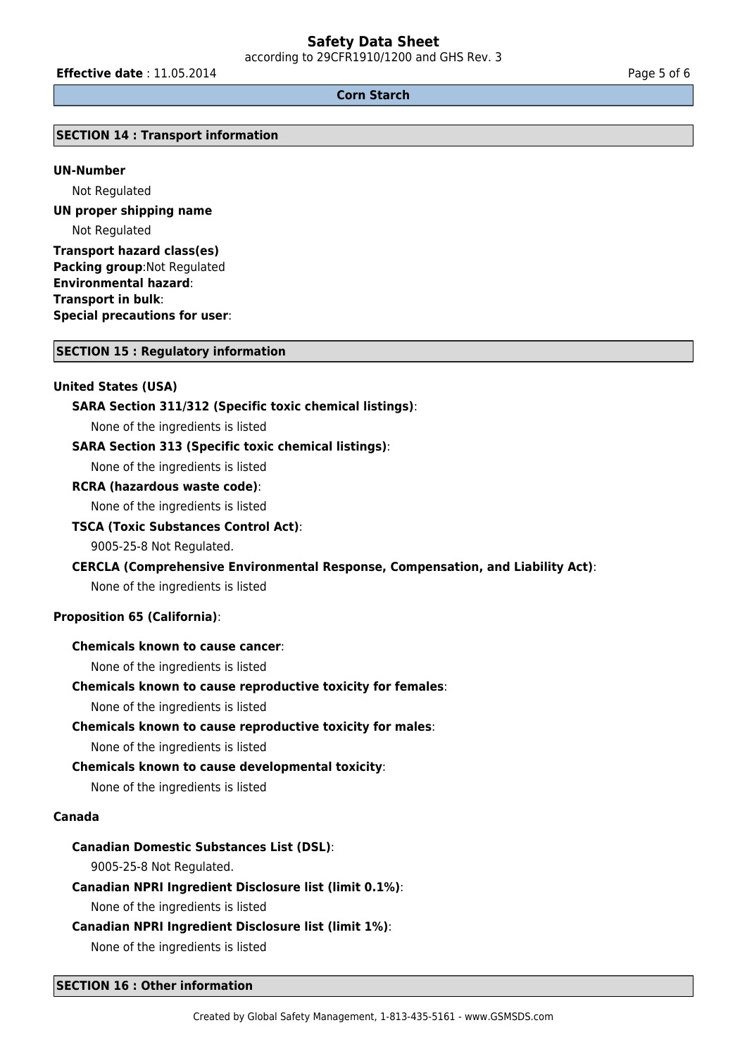## SECTION 14 : Transport information

**UN-Number**

Not Regulated

**UN proper shipping name**

Not Regulated

**Transport hazard class(es)**
**Packing group**:Not Regulated
**Environmental hazard**:
**Transport in bulk**:
**Special precautions for user**:

## SECTION 15 : Regulatory information

**United States (USA)**

**SARA Section 311/312 (Specific toxic chemical listings)**:

None of the ingredients is listed

**SARA Section 313 (Specific toxic chemical listings)**:

None of the ingredients is listed

**RCRA (hazardous waste code)**:

None of the ingredients is listed

**TSCA (Toxic Substances Control Act)**:

9005-25-8 Not Regulated.

**CERCLA (Comprehensive Environmental Response, Compensation, and Liability Act)**:

None of the ingredients is listed

**Proposition 65 (California)**:

**Chemicals known to cause cancer**:

None of the ingredients is listed

**Chemicals known to cause reproductive toxicity for females**:

None of the ingredients is listed

**Chemicals known to cause reproductive toxicity for males**:

None of the ingredients is listed

**Chemicals known to cause developmental toxicity**:

None of the ingredients is listed

**Canada**

**Canadian Domestic Substances List (DSL)**:

9005-25-8 Not Regulated.

**Canadian NPRI Ingredient Disclosure list (limit 0.1%)**:

None of the ingredients is listed

**Canadian NPRI Ingredient Disclosure list (limit 1%)**:

None of the ingredients is listed

## SECTION 16 : Other information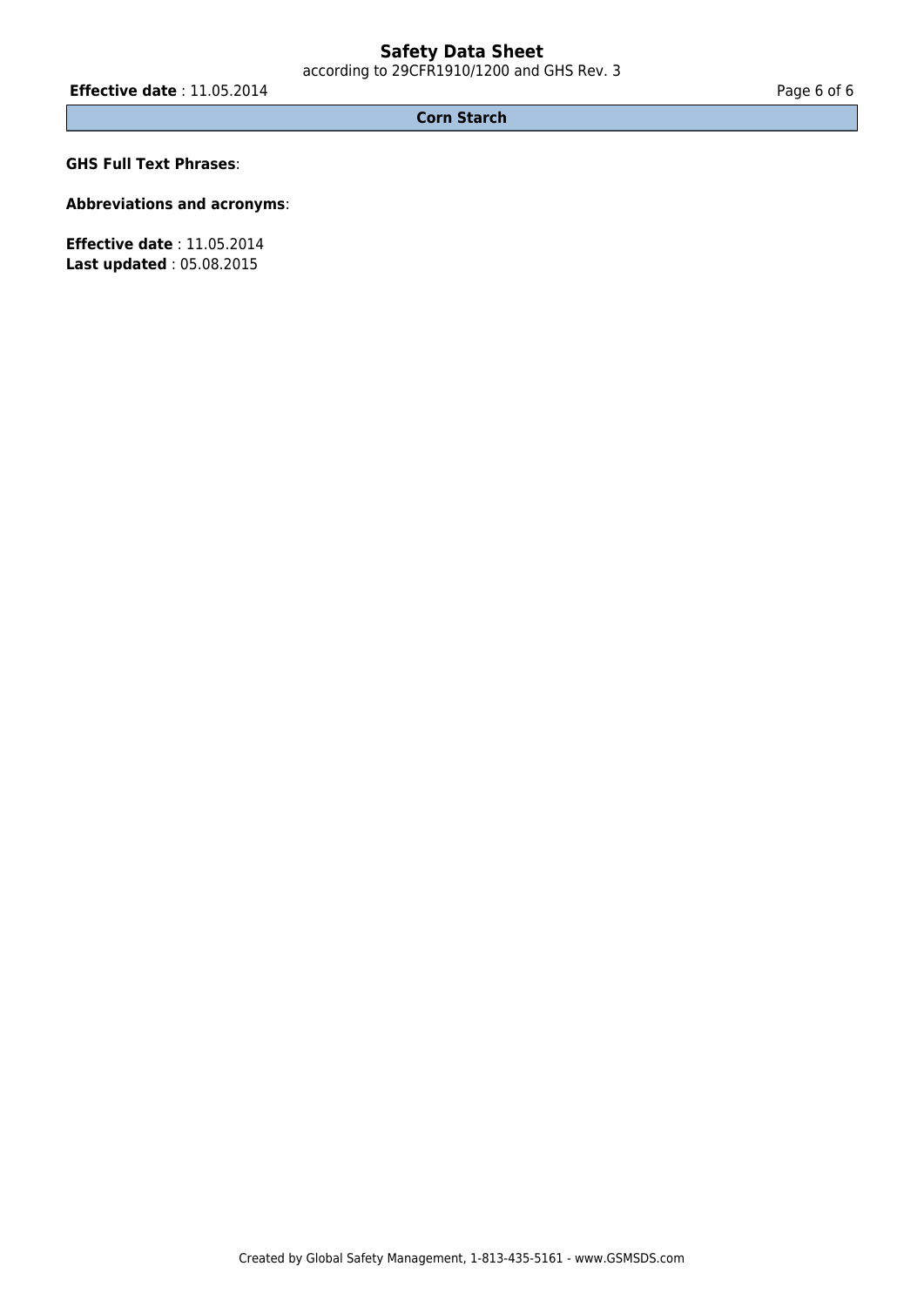**GHS Full Text Phrases**:

**Abbreviations and acronyms**:

**Effective date** : 11.05.2014
**Last updated** : 05.08.2015